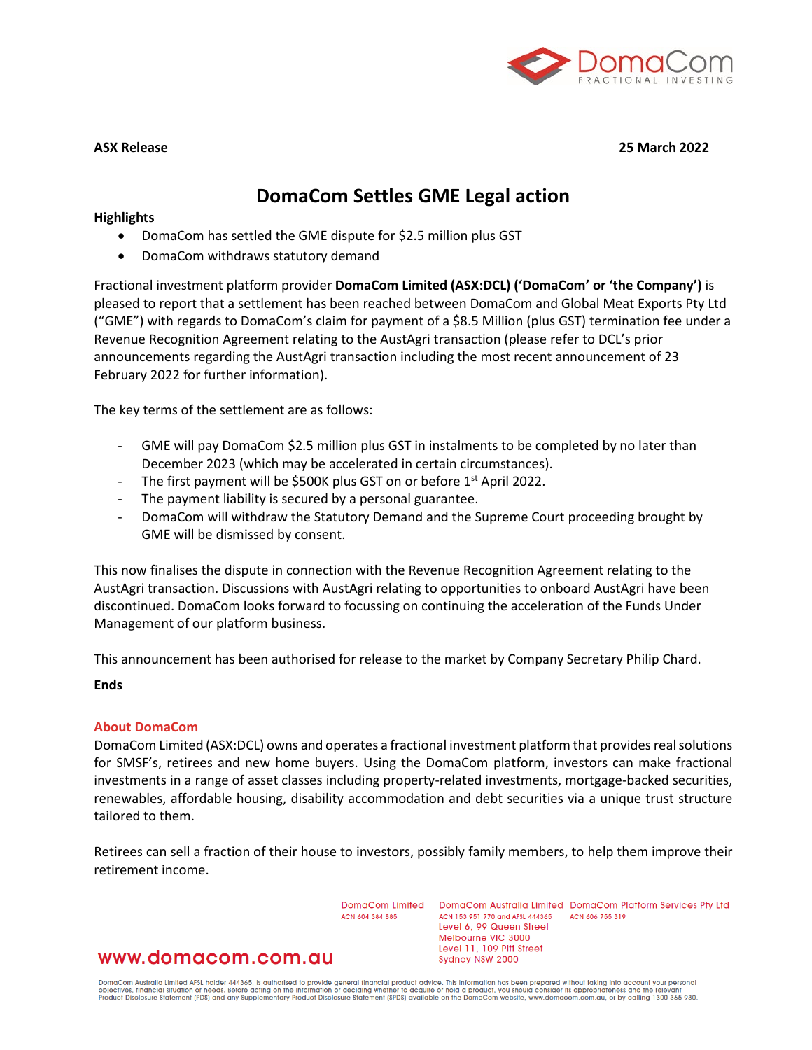**ASX Release** **25 March 2022**

# DomaCom Settles GME Legal action

**Highlights**

- DomaCom has settled the GME dispute for $2.5 million plus GST
- DomaCom withdraws statutory demand

Fractional investment platform provider **DomaCom Limited (ASX:DCL) ('DomaCom' or 'the Company')** is pleased to report that a settlement has been reached between DomaCom and Global Meat Exports Pty Ltd ("GME") with regards to DomaCom's claim for payment of a $8.5 Million (plus GST) termination fee under a Revenue Recognition Agreement relating to the AustAgri transaction (please refer to DCL's prior announcements regarding the AustAgri transaction including the most recent announcement of 23 February 2022 for further information).

The key terms of the settlement are as follows:

- GME will pay DomaCom $2.5 million plus GST in instalments to be completed by no later than December 2023 (which may be accelerated in certain circumstances).
- The first payment will be $500K plus GST on or before 1st April 2022.
- The payment liability is secured by a personal guarantee.
- DomaCom will withdraw the Statutory Demand and the Supreme Court proceeding brought by GME will be dismissed by consent.

This now finalises the dispute in connection with the Revenue Recognition Agreement relating to the AustAgri transaction. Discussions with AustAgri relating to opportunities to onboard AustAgri have been discontinued. DomaCom looks forward to focussing on continuing the acceleration of the Funds Under Management of our platform business.

This announcement has been authorised for release to the market by Company Secretary Philip Chard.

**Ends**

## About DomaCom

DomaCom Limited (ASX:DCL) owns and operates a fractional investment platform that provides real solutions for SMSF's, retirees and new home buyers. Using the DomaCom platform, investors can make fractional investments in a range of asset classes including property-related investments, mortgage-backed securities, renewables, affordable housing, disability accommodation and debt securities via a unique trust structure tailored to them.

Retirees can sell a fraction of their house to investors, possibly family members, to help them improve their retirement income.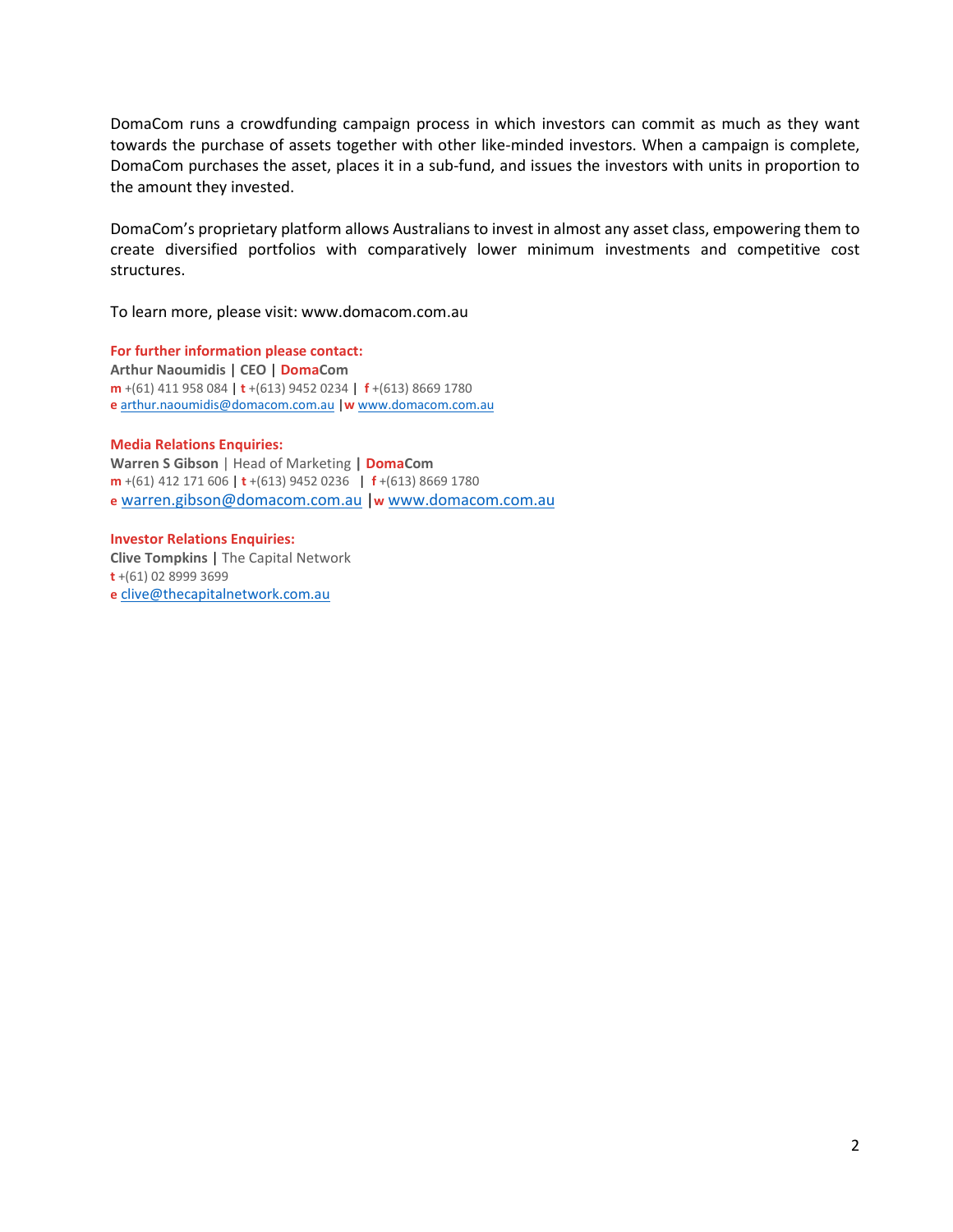DomaCom runs a crowdfunding campaign process in which investors can commit as much as they want towards the purchase of assets together with other like-minded investors. When a campaign is complete, DomaCom purchases the asset, places it in a sub-fund, and issues the investors with units in proportion to the amount they invested.

DomaCom's proprietary platform allows Australians to invest in almost any asset class, empowering them to create diversified portfolios with comparatively lower minimum investments and competitive cost structures.

To learn more, please visit: www.domacom.com.au

**For further information please contact:**
**Arthur Naoumidis** | **CEO** | **DomaCom**
**m** +(61) 411 958 084 | **t** +(613) 9452 0234 | **f** +(613) 8669 1780
**e** arthur.naoumidis@domacom.com.au | **w** www.domacom.com.au

**Media Relations Enquiries:**
**Warren S Gibson** | Head of Marketing | **DomaCom**
**m** +(61) 412 171 606 | **t** +(613) 9452 0236 | **f** +(613) 8669 1780
**e** warren.gibson@domacom.com.au | **w** www.domacom.com.au

**Investor Relations Enquiries:**
**Clive Tompkins** | The Capital Network
**t** +(61) 02 8999 3699
**e** clive@thecapitalnetwork.com.au